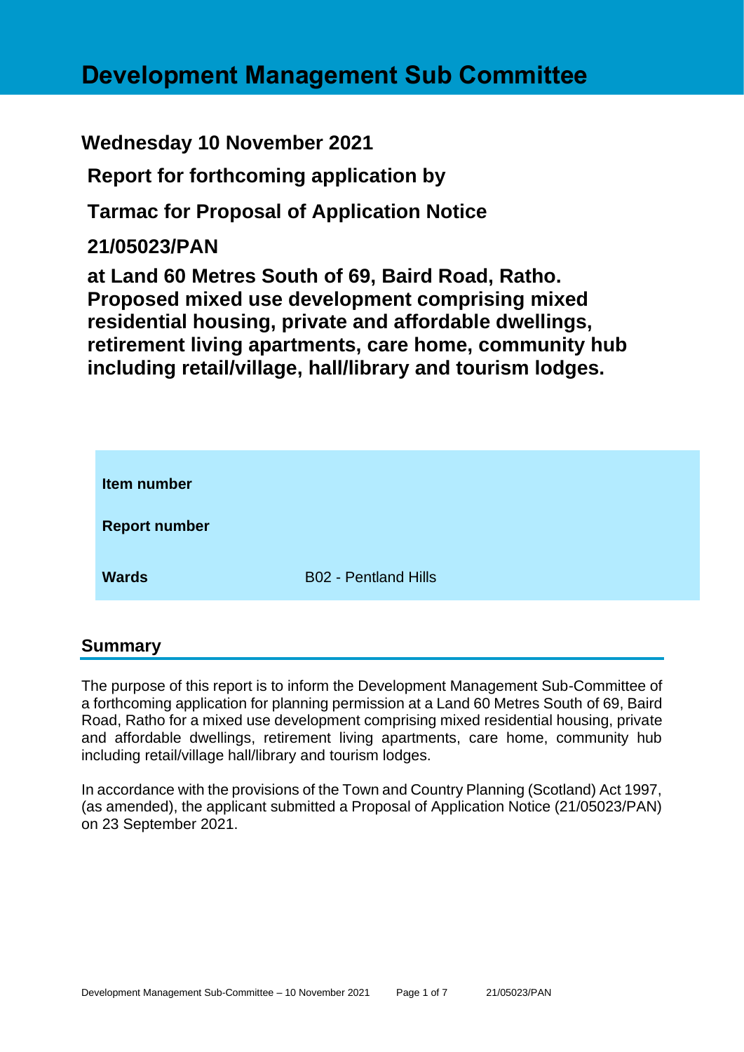# Development Management Sub Committee

## Wednesday 10 November 2021

## Report for forthcoming application by

## Tarmac for Proposal of Application Notice

## 21/05023/PAN

## at Land 60 Metres South of 69, Baird Road, Ratho. Proposed mixed use development comprising mixed residential housing, private and affordable dwellings, retirement living apartments, care home, community hub including retail/village, hall/library and tourism lodges.

| | |
|---|---|
| **Item number** | |
| **Report number** | |
| **Wards** | B02 - Pentland Hills |

## Summary

The purpose of this report is to inform the Development Management Sub-Committee of a forthcoming application for planning permission at a Land 60 Metres South of 69, Baird Road, Ratho for a mixed use development comprising mixed residential housing, private and affordable dwellings, retirement living apartments, care home, community hub including retail/village hall/library and tourism lodges.

In accordance with the provisions of the Town and Country Planning (Scotland) Act 1997, (as amended), the applicant submitted a Proposal of Application Notice (21/05023/PAN) on 23 September 2021.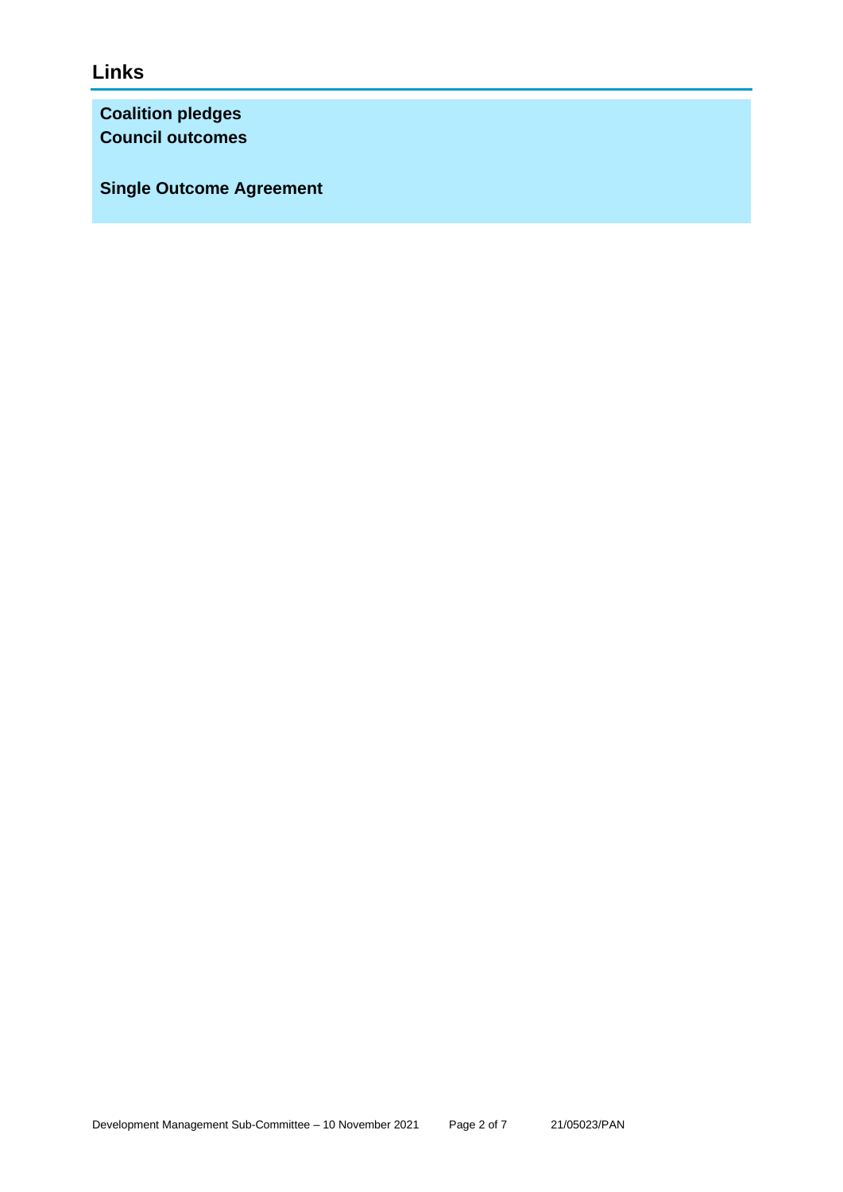## Links

**Coalition pledges**
**Council outcomes**

**Single Outcome Agreement**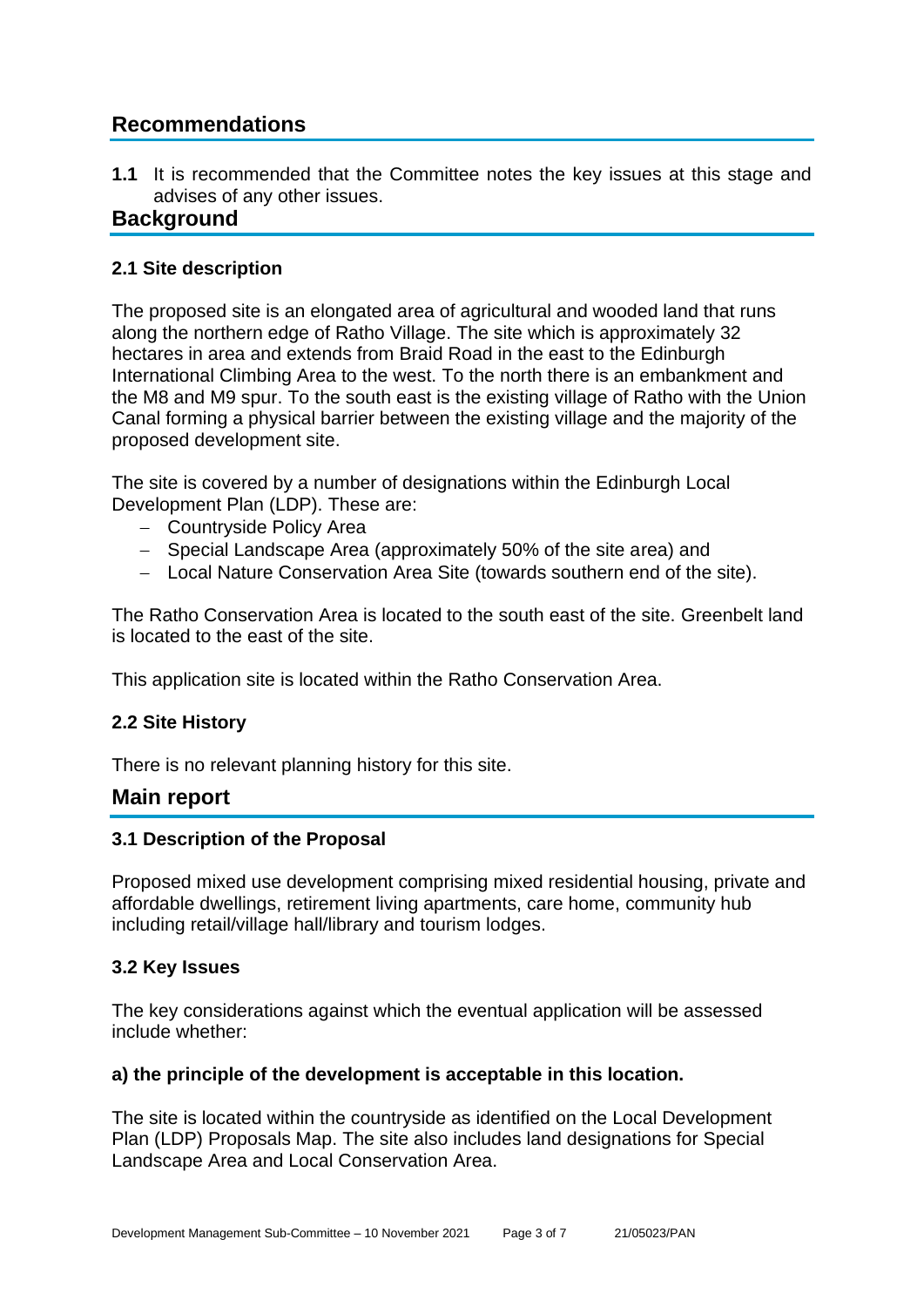## Recommendations

**1.1** It is recommended that the Committee notes the key issues at this stage and advises of any other issues.

## Background

### 2.1 Site description

The proposed site is an elongated area of agricultural and wooded land that runs along the northern edge of Ratho Village. The site which is approximately 32 hectares in area and extends from Braid Road in the east to the Edinburgh International Climbing Area to the west. To the north there is an embankment and the M8 and M9 spur. To the south east is the existing village of Ratho with the Union Canal forming a physical barrier between the existing village and the majority of the proposed development site.

The site is covered by a number of designations within the Edinburgh Local Development Plan (LDP). These are:

- Countryside Policy Area
- Special Landscape Area (approximately 50% of the site area) and
- Local Nature Conservation Area Site (towards southern end of the site).

The Ratho Conservation Area is located to the south east of the site. Greenbelt land is located to the east of the site.

This application site is located within the Ratho Conservation Area.

### 2.2 Site History

There is no relevant planning history for this site.

## Main report

### 3.1 Description of the Proposal

Proposed mixed use development comprising mixed residential housing, private and affordable dwellings, retirement living apartments, care home, community hub including retail/village hall/library and tourism lodges.

### 3.2 Key Issues

The key considerations against which the eventual application will be assessed include whether:

**a) the principle of the development is acceptable in this location.**

The site is located within the countryside as identified on the Local Development Plan (LDP) Proposals Map. The site also includes land designations for Special Landscape Area and Local Conservation Area.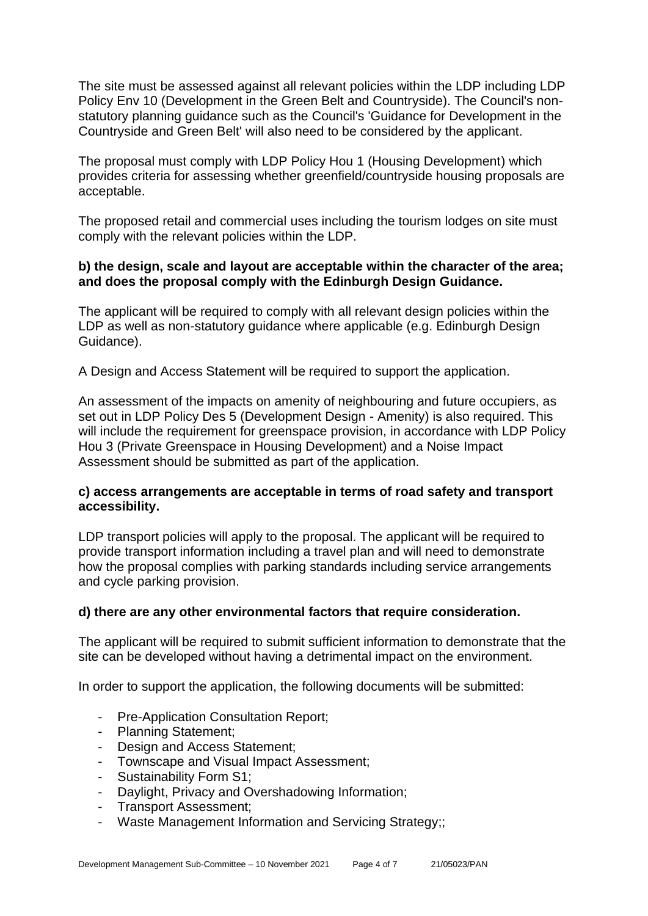The site must be assessed against all relevant policies within the LDP including LDP Policy Env 10 (Development in the Green Belt and Countryside). The Council's non-statutory planning guidance such as the Council's 'Guidance for Development in the Countryside and Green Belt' will also need to be considered by the applicant.

The proposal must comply with LDP Policy Hou 1 (Housing Development) which provides criteria for assessing whether greenfield/countryside housing proposals are acceptable.

The proposed retail and commercial uses including the tourism lodges on site must comply with the relevant policies within the LDP.

**b) the design, scale and layout are acceptable within the character of the area; and does the proposal comply with the Edinburgh Design Guidance.**

The applicant will be required to comply with all relevant design policies within the LDP as well as non-statutory guidance where applicable (e.g. Edinburgh Design Guidance).

A Design and Access Statement will be required to support the application.

An assessment of the impacts on amenity of neighbouring and future occupiers, as set out in LDP Policy Des 5 (Development Design - Amenity) is also required. This will include the requirement for greenspace provision, in accordance with LDP Policy Hou 3 (Private Greenspace in Housing Development) and a Noise Impact Assessment should be submitted as part of the application.

**c) access arrangements are acceptable in terms of road safety and transport accessibility.**

LDP transport policies will apply to the proposal. The applicant will be required to provide transport information including a travel plan and will need to demonstrate how the proposal complies with parking standards including service arrangements and cycle parking provision.

**d) there are any other environmental factors that require consideration.**

The applicant will be required to submit sufficient information to demonstrate that the site can be developed without having a detrimental impact on the environment.

In order to support the application, the following documents will be submitted:

- Pre-Application Consultation Report;
- Planning Statement;
- Design and Access Statement;
- Townscape and Visual Impact Assessment;
- Sustainability Form S1;
- Daylight, Privacy and Overshadowing Information;
- Transport Assessment;
- Waste Management Information and Servicing Strategy;;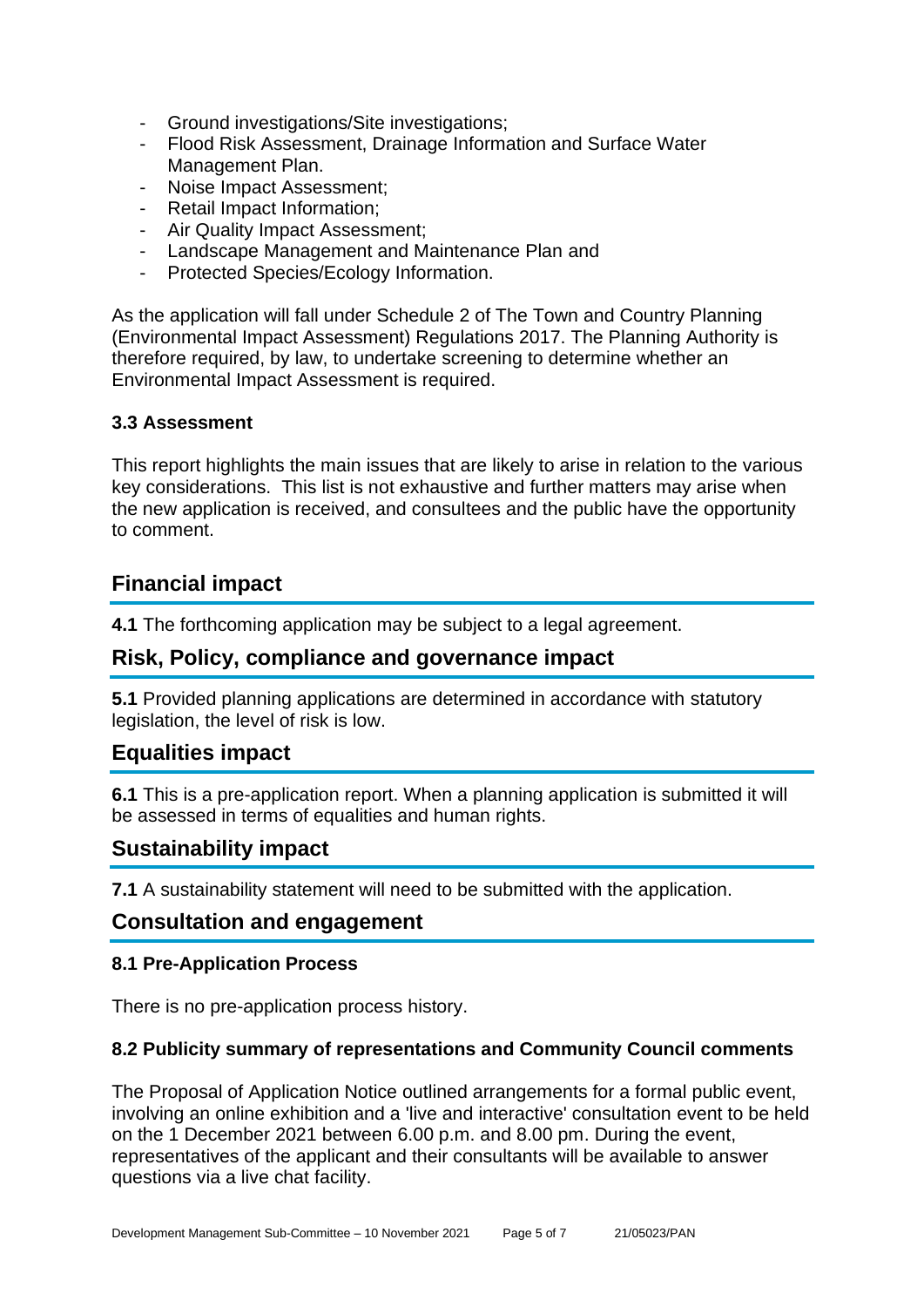- Ground investigations/Site investigations;
- Flood Risk Assessment, Drainage Information and Surface Water Management Plan.
- Noise Impact Assessment;
- Retail Impact Information;
- Air Quality Impact Assessment;
- Landscape Management and Maintenance Plan and
- Protected Species/Ecology Information.

As the application will fall under Schedule 2 of The Town and Country Planning (Environmental Impact Assessment) Regulations 2017. The Planning Authority is therefore required, by law, to undertake screening to determine whether an Environmental Impact Assessment is required.

### 3.3 Assessment

This report highlights the main issues that are likely to arise in relation to the various key considerations. This list is not exhaustive and further matters may arise when the new application is received, and consultees and the public have the opportunity to comment.

## Financial impact

**4.1** The forthcoming application may be subject to a legal agreement.

## Risk, Policy, compliance and governance impact

**5.1** Provided planning applications are determined in accordance with statutory legislation, the level of risk is low.

## Equalities impact

**6.1** This is a pre-application report. When a planning application is submitted it will be assessed in terms of equalities and human rights.

## Sustainability impact

**7.1** A sustainability statement will need to be submitted with the application.

## Consultation and engagement

### 8.1 Pre-Application Process

There is no pre-application process history.

### 8.2 Publicity summary of representations and Community Council comments

The Proposal of Application Notice outlined arrangements for a formal public event, involving an online exhibition and a 'live and interactive' consultation event to be held on the 1 December 2021 between 6.00 p.m. and 8.00 pm. During the event, representatives of the applicant and their consultants will be available to answer questions via a live chat facility.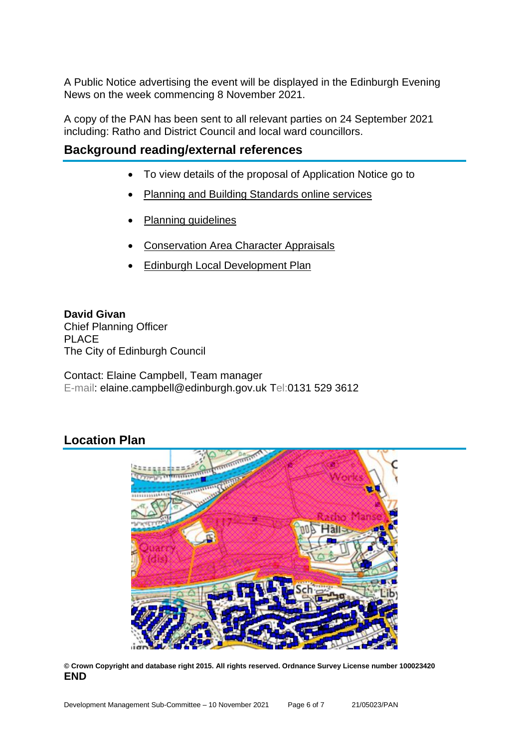A Public Notice advertising the event will be displayed in the Edinburgh Evening News on the week commencing 8 November 2021.

A copy of the PAN has been sent to all relevant parties on 24 September 2021 including: Ratho and District Council and local ward councillors.

## Background reading/external references

- To view details of the proposal of Application Notice go to
- Planning and Building Standards online services
- Planning guidelines
- Conservation Area Character Appraisals
- Edinburgh Local Development Plan

**David Givan**
Chief Planning Officer
PLACE
The City of Edinburgh Council

Contact: Elaine Campbell, Team manager
E-mail: elaine.campbell@edinburgh.gov.uk Tel:0131 529 3612

## Location Plan

**© Crown Copyright and database right 2015. All rights reserved. Ordnance Survey License number 100023420**

**END**